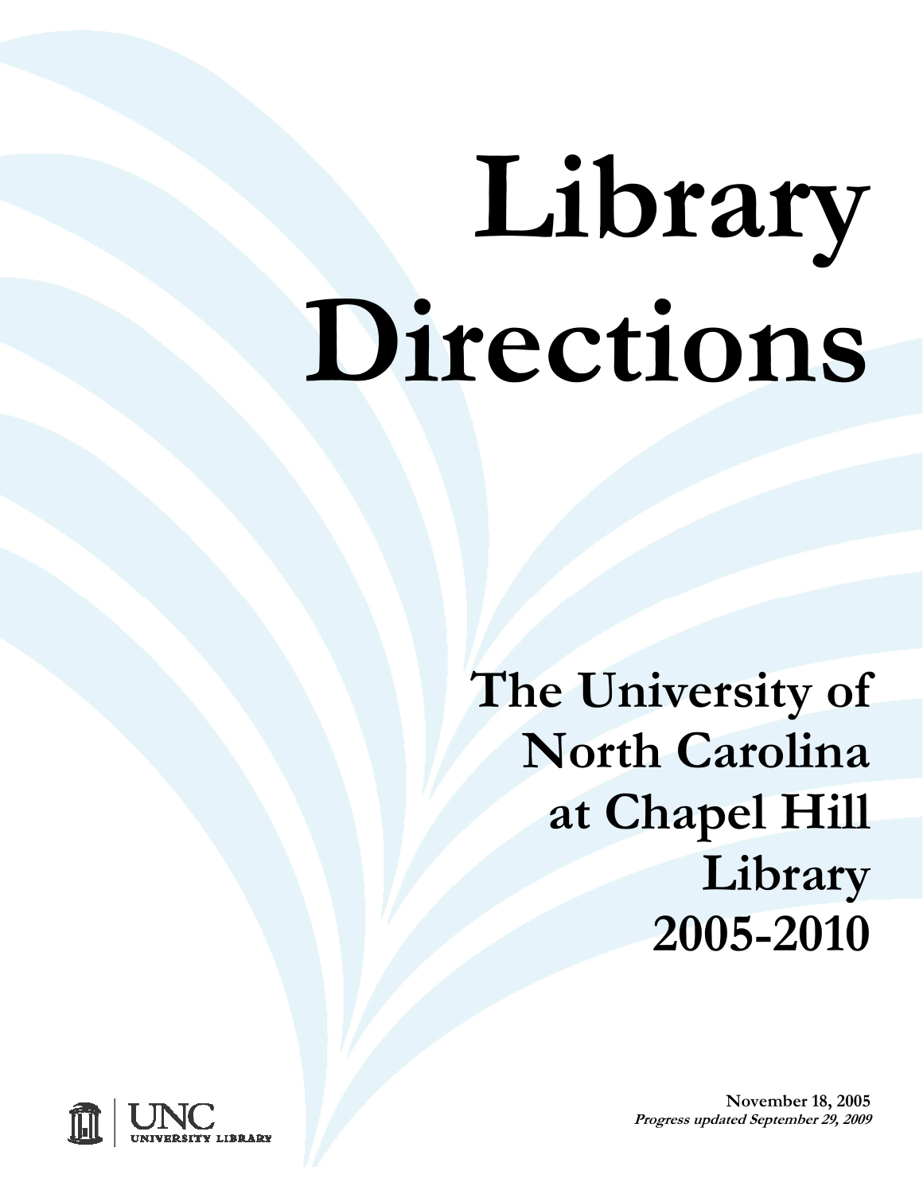# Library Directions

## The University of North Carolina at Chapel Hill Library 2005-2010

UNC UNIVERSITY LIBRARY

**November 18, 2005**
***Progress updated September 29, 2009***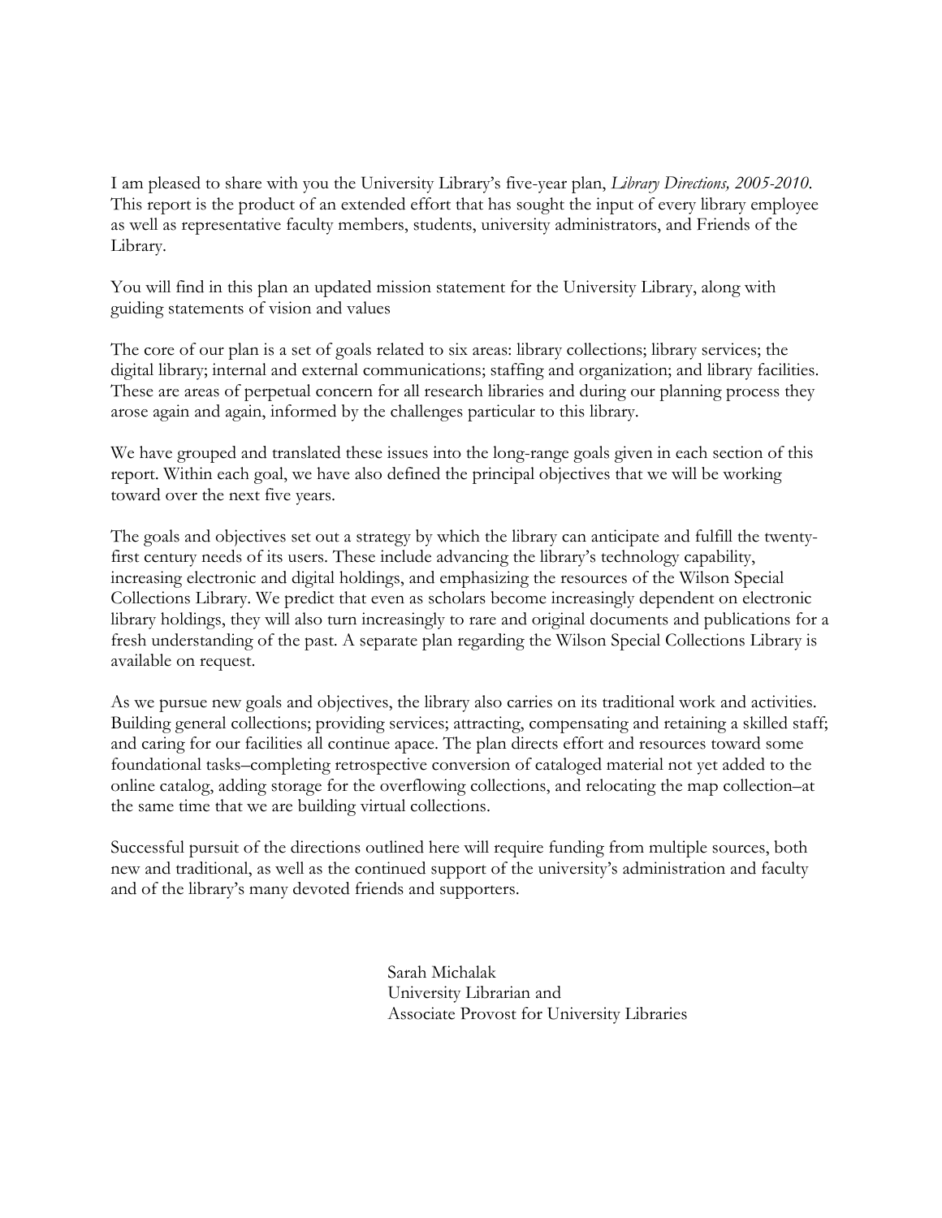I am pleased to share with you the University Library's five-year plan, *Library Directions, 2005-2010*. This report is the product of an extended effort that has sought the input of every library employee as well as representative faculty members, students, university administrators, and Friends of the Library.

You will find in this plan an updated mission statement for the University Library, along with guiding statements of vision and values

The core of our plan is a set of goals related to six areas: library collections; library services; the digital library; internal and external communications; staffing and organization; and library facilities. These are areas of perpetual concern for all research libraries and during our planning process they arose again and again, informed by the challenges particular to this library.

We have grouped and translated these issues into the long-range goals given in each section of this report. Within each goal, we have also defined the principal objectives that we will be working toward over the next five years.

The goals and objectives set out a strategy by which the library can anticipate and fulfill the twenty-first century needs of its users. These include advancing the library's technology capability, increasing electronic and digital holdings, and emphasizing the resources of the Wilson Special Collections Library. We predict that even as scholars become increasingly dependent on electronic library holdings, they will also turn increasingly to rare and original documents and publications for a fresh understanding of the past. A separate plan regarding the Wilson Special Collections Library is available on request.

As we pursue new goals and objectives, the library also carries on its traditional work and activities. Building general collections; providing services; attracting, compensating and retaining a skilled staff; and caring for our facilities all continue apace. The plan directs effort and resources toward some foundational tasks–completing retrospective conversion of cataloged material not yet added to the online catalog, adding storage for the overflowing collections, and relocating the map collection–at the same time that we are building virtual collections.

Successful pursuit of the directions outlined here will require funding from multiple sources, both new and traditional, as well as the continued support of the university's administration and faculty and of the library's many devoted friends and supporters.

Sarah Michalak  
University Librarian and  
Associate Provost for University Libraries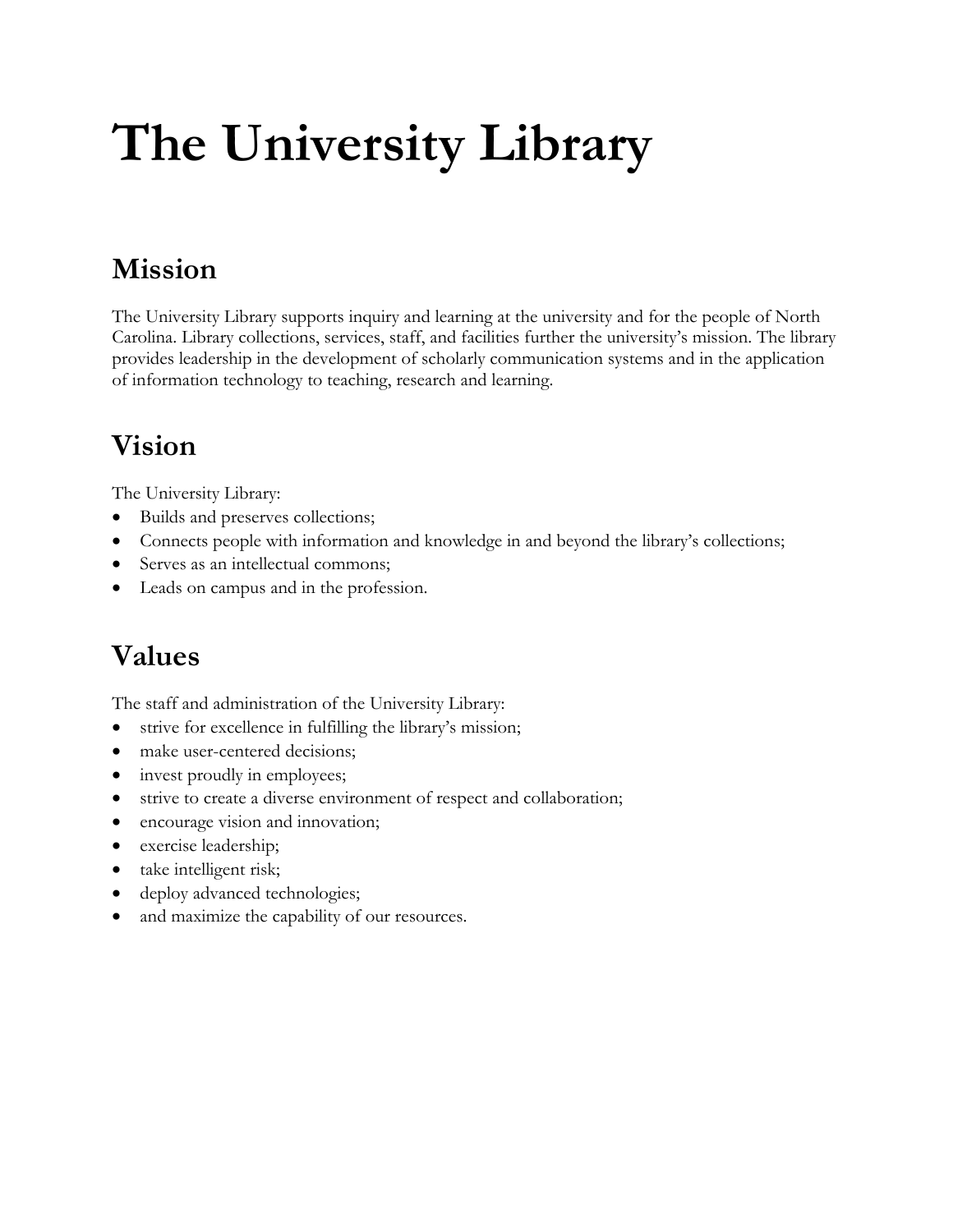# The University Library

## Mission

The University Library supports inquiry and learning at the university and for the people of North Carolina. Library collections, services, staff, and facilities further the university's mission. The library provides leadership in the development of scholarly communication systems and in the application of information technology to teaching, research and learning.

## Vision

The University Library:

- Builds and preserves collections;
- Connects people with information and knowledge in and beyond the library's collections;
- Serves as an intellectual commons;
- Leads on campus and in the profession.

## Values

The staff and administration of the University Library:

- strive for excellence in fulfilling the library's mission;
- make user-centered decisions;
- invest proudly in employees;
- strive to create a diverse environment of respect and collaboration;
- encourage vision and innovation;
- exercise leadership;
- take intelligent risk;
- deploy advanced technologies;
- and maximize the capability of our resources.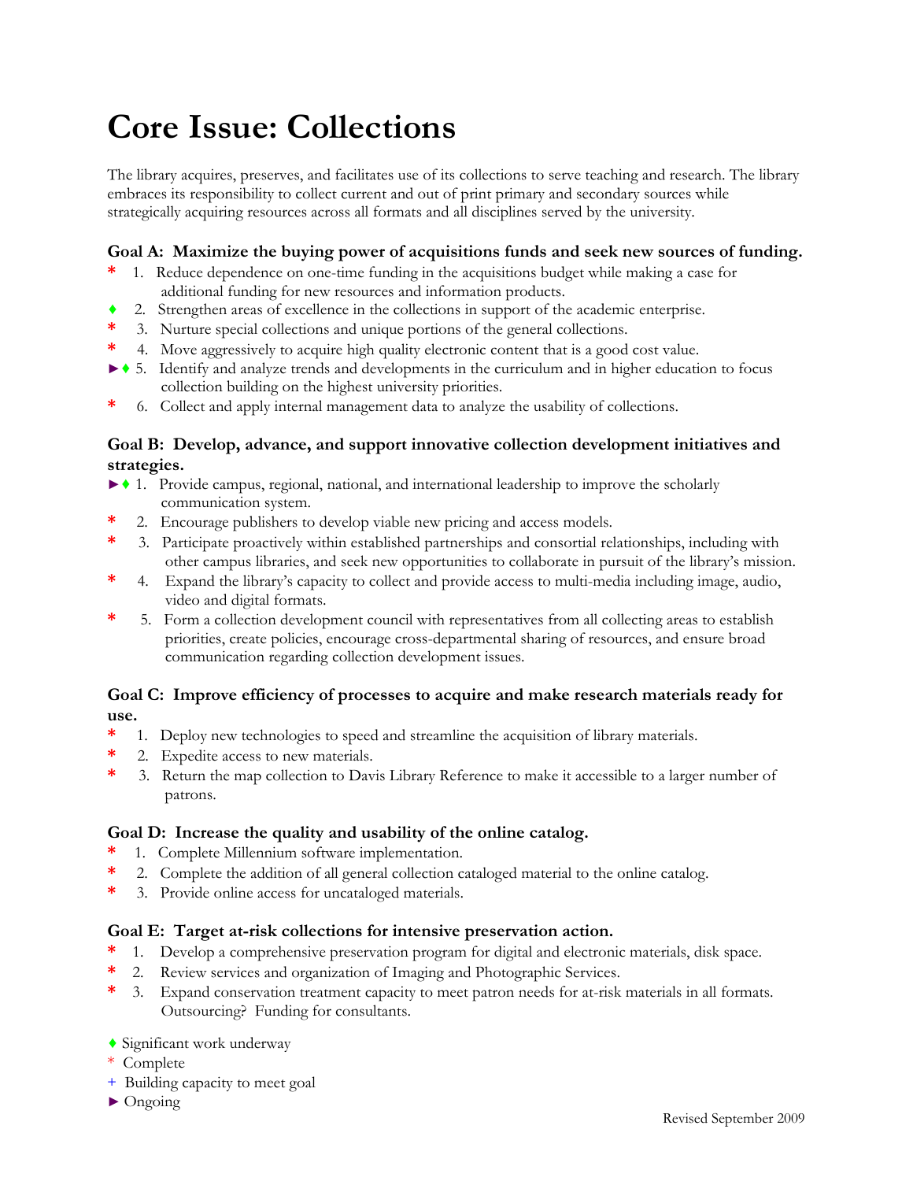# Core Issue: Collections

The library acquires, preserves, and facilitates use of its collections to serve teaching and research. The library embraces its responsibility to collect current and out of print primary and secondary sources while strategically acquiring resources across all formats and all disciplines served by the university.

### Goal A: Maximize the buying power of acquisitions funds and seek new sources of funding.

* 1. Reduce dependence on one-time funding in the acquisitions budget while making a case for additional funding for new resources and information products.
♦ 2. Strengthen areas of excellence in the collections in support of the academic enterprise.
* 3. Nurture special collections and unique portions of the general collections.
* 4. Move aggressively to acquire high quality electronic content that is a good cost value.
►♦ 5. Identify and analyze trends and developments in the curriculum and in higher education to focus collection building on the highest university priorities.
* 6. Collect and apply internal management data to analyze the usability of collections.

### Goal B: Develop, advance, and support innovative collection development initiatives and strategies.

►♦ 1. Provide campus, regional, national, and international leadership to improve the scholarly communication system.
* 2. Encourage publishers to develop viable new pricing and access models.
* 3. Participate proactively within established partnerships and consortial relationships, including with other campus libraries, and seek new opportunities to collaborate in pursuit of the library's mission.
* 4. Expand the library's capacity to collect and provide access to multi-media including image, audio, video and digital formats.
* 5. Form a collection development council with representatives from all collecting areas to establish priorities, create policies, encourage cross-departmental sharing of resources, and ensure broad communication regarding collection development issues.

### Goal C: Improve efficiency of processes to acquire and make research materials ready for use.

* 1. Deploy new technologies to speed and streamline the acquisition of library materials.
* 2. Expedite access to new materials.
* 3. Return the map collection to Davis Library Reference to make it accessible to a larger number of patrons.

### Goal D: Increase the quality and usability of the online catalog.

* 1. Complete Millennium software implementation.
* 2. Complete the addition of all general collection cataloged material to the online catalog.
* 3. Provide online access for uncataloged materials.

### Goal E: Target at-risk collections for intensive preservation action.

* 1. Develop a comprehensive preservation program for digital and electronic materials, disk space.
* 2. Review services and organization of Imaging and Photographic Services.
* 3. Expand conservation treatment capacity to meet patron needs for at-risk materials in all formats. Outsourcing? Funding for consultants.

♦ Significant work underway
* Complete
+ Building capacity to meet goal
► Ongoing

Revised September 2009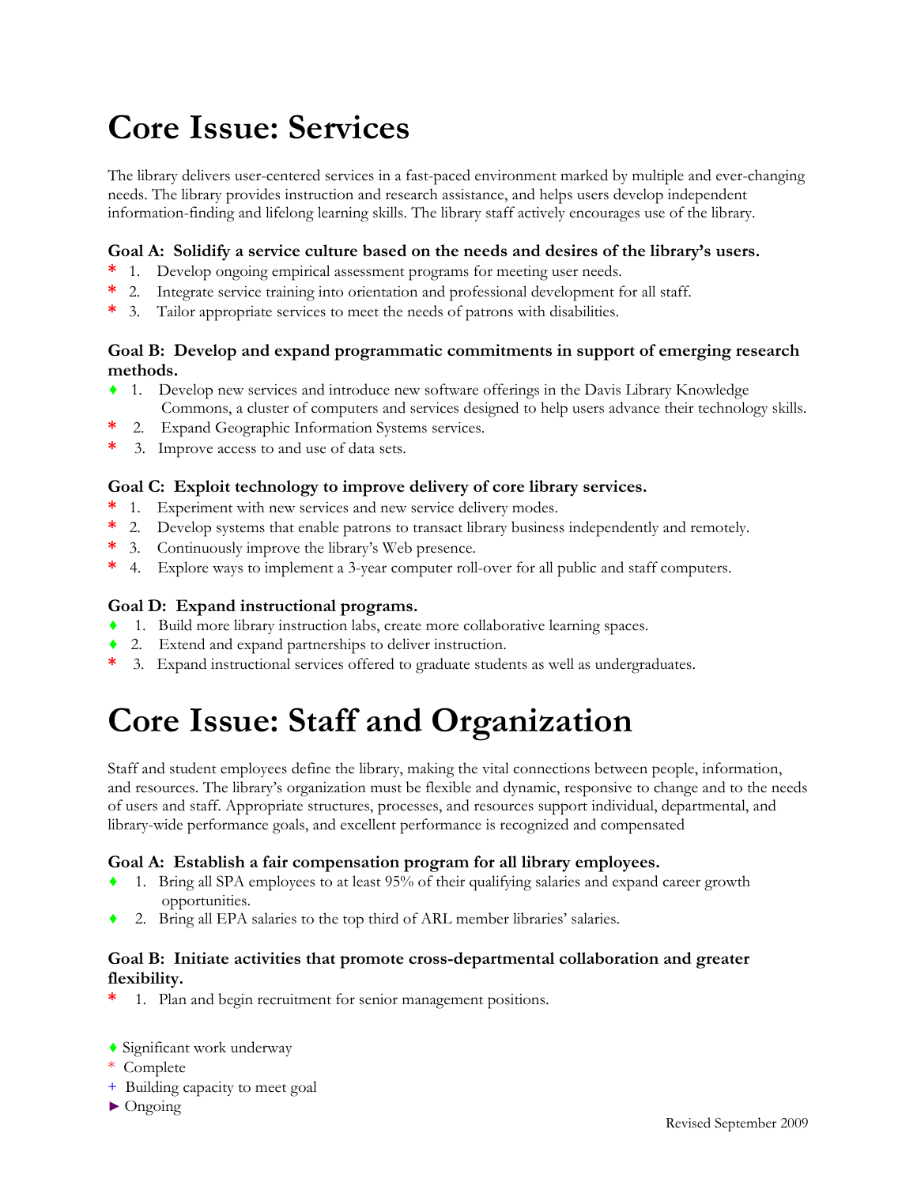# Core Issue: Services

The library delivers user-centered services in a fast-paced environment marked by multiple and ever-changing needs. The library provides instruction and research assistance, and helps users develop independent information-finding and lifelong learning skills. The library staff actively encourages use of the library.

### Goal A: Solidify a service culture based on the needs and desires of the library's users.

* 1. Develop ongoing empirical assessment programs for meeting user needs.
* 2. Integrate service training into orientation and professional development for all staff.
* 3. Tailor appropriate services to meet the needs of patrons with disabilities.

### Goal B: Develop and expand programmatic commitments in support of emerging research methods.

♦ 1. Develop new services and introduce new software offerings in the Davis Library Knowledge Commons, a cluster of computers and services designed to help users advance their technology skills.
* 2. Expand Geographic Information Systems services.
* 3. Improve access to and use of data sets.

### Goal C: Exploit technology to improve delivery of core library services.

* 1. Experiment with new services and new service delivery modes.
* 2. Develop systems that enable patrons to transact library business independently and remotely.
* 3. Continuously improve the library's Web presence.
* 4. Explore ways to implement a 3-year computer roll-over for all public and staff computers.

### Goal D: Expand instructional programs.

♦ 1. Build more library instruction labs, create more collaborative learning spaces.
♦ 2. Extend and expand partnerships to deliver instruction.
* 3. Expand instructional services offered to graduate students as well as undergraduates.

# Core Issue: Staff and Organization

Staff and student employees define the library, making the vital connections between people, information, and resources. The library's organization must be flexible and dynamic, responsive to change and to the needs of users and staff. Appropriate structures, processes, and resources support individual, departmental, and library-wide performance goals, and excellent performance is recognized and compensated

### Goal A: Establish a fair compensation program for all library employees.

♦ 1. Bring all SPA employees to at least 95% of their qualifying salaries and expand career growth opportunities.
♦ 2. Bring all EPA salaries to the top third of ARL member libraries' salaries.

### Goal B: Initiate activities that promote cross-departmental collaboration and greater flexibility.

* 1. Plan and begin recruitment for senior management positions.

♦ Significant work underway
* Complete
+ Building capacity to meet goal
► Ongoing

Revised September 2009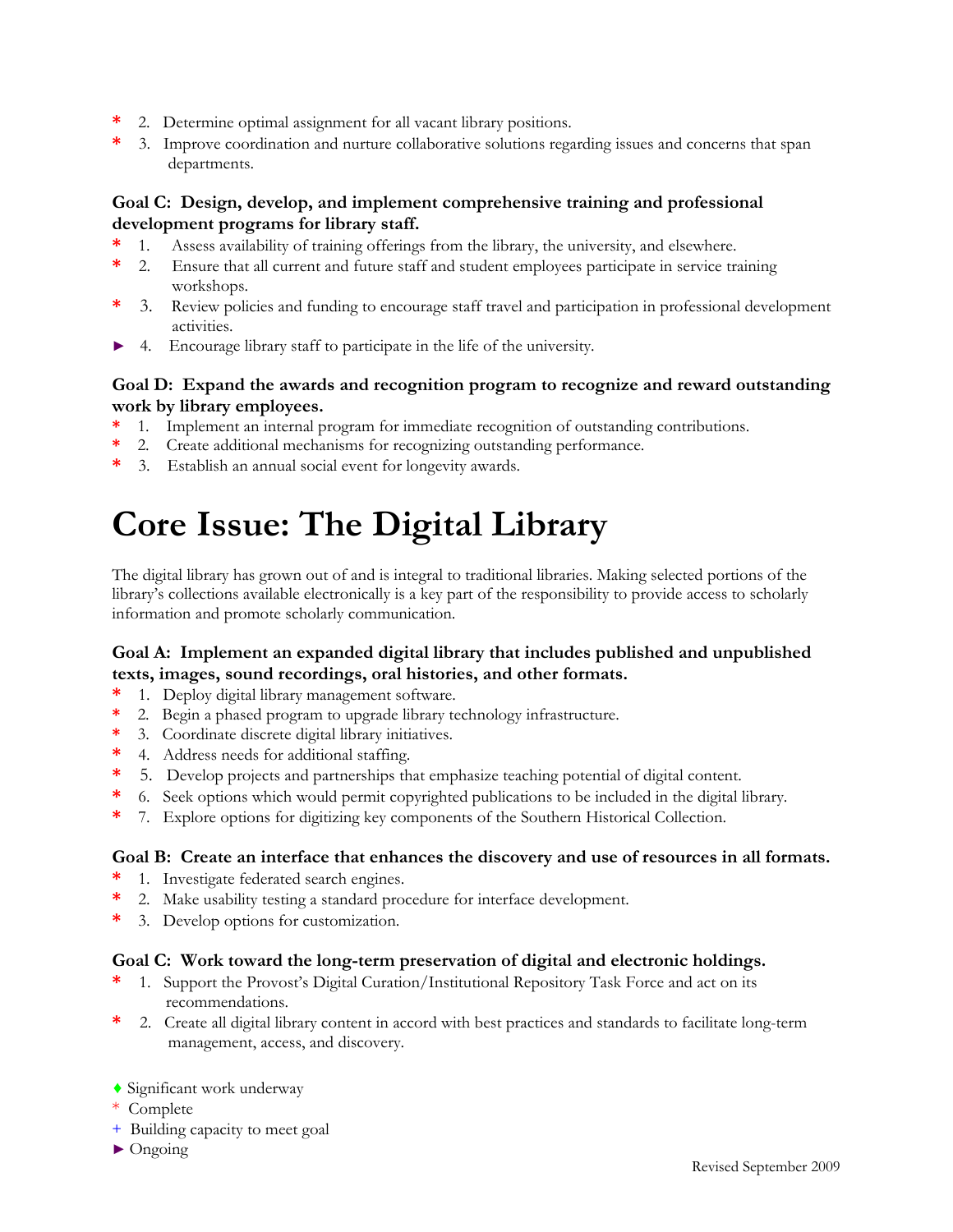* 2. Determine optimal assignment for all vacant library positions.
* 3. Improve coordination and nurture collaborative solutions regarding issues and concerns that span departments.

**Goal C: Design, develop, and implement comprehensive training and professional development programs for library staff.**

* 1. Assess availability of training offerings from the library, the university, and elsewhere.
* 2. Ensure that all current and future staff and student employees participate in service training workshops.
* 3. Review policies and funding to encourage staff travel and participation in professional development activities.

► 4. Encourage library staff to participate in the life of the university.

**Goal D: Expand the awards and recognition program to recognize and reward outstanding work by library employees.**

* 1. Implement an internal program for immediate recognition of outstanding contributions.
* 2. Create additional mechanisms for recognizing outstanding performance.
* 3. Establish an annual social event for longevity awards.

# Core Issue: The Digital Library

The digital library has grown out of and is integral to traditional libraries. Making selected portions of the library's collections available electronically is a key part of the responsibility to provide access to scholarly information and promote scholarly communication.

**Goal A: Implement an expanded digital library that includes published and unpublished texts, images, sound recordings, oral histories, and other formats.**

* 1. Deploy digital library management software.
* 2. Begin a phased program to upgrade library technology infrastructure.
* 3. Coordinate discrete digital library initiatives.
* 4. Address needs for additional staffing.
* 5. Develop projects and partnerships that emphasize teaching potential of digital content.
* 6. Seek options which would permit copyrighted publications to be included in the digital library.
* 7. Explore options for digitizing key components of the Southern Historical Collection.

**Goal B: Create an interface that enhances the discovery and use of resources in all formats.**

* 1. Investigate federated search engines.
* 2. Make usability testing a standard procedure for interface development.
* 3. Develop options for customization.

**Goal C: Work toward the long-term preservation of digital and electronic holdings.**

* 1. Support the Provost's Digital Curation/Institutional Repository Task Force and act on its recommendations.
* 2. Create all digital library content in accord with best practices and standards to facilitate long-term management, access, and discovery.

♦ Significant work underway
* Complete
+ Building capacity to meet goal
► Ongoing

Revised September 2009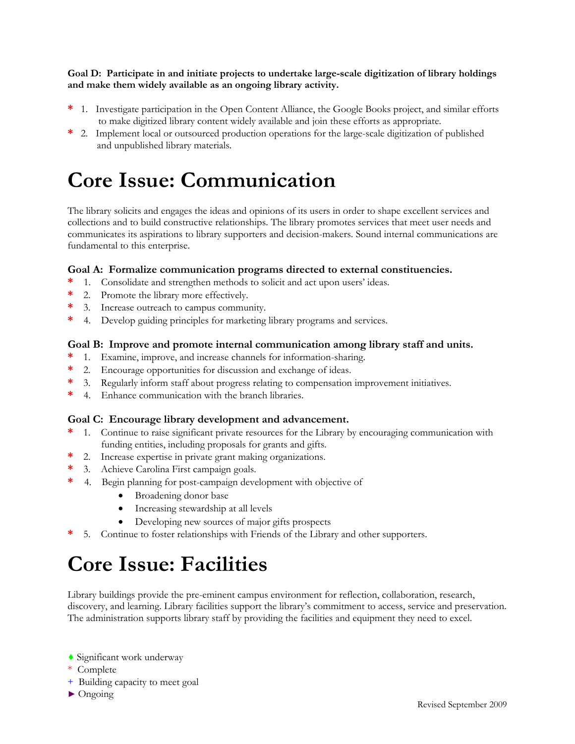**Goal D: Participate in and initiate projects to undertake large-scale digitization of library holdings and make them widely available as an ongoing library activity.**

- * 1. Investigate participation in the Open Content Alliance, the Google Books project, and similar efforts to make digitized library content widely available and join these efforts as appropriate.
- * 2. Implement local or outsourced production operations for the large-scale digitization of published and unpublished library materials.

# Core Issue: Communication

The library solicits and engages the ideas and opinions of its users in order to shape excellent services and collections and to build constructive relationships. The library promotes services that meet user needs and communicates its aspirations to library supporters and decision-makers. Sound internal communications are fundamental to this enterprise.

### Goal A: Formalize communication programs directed to external constituencies.

- * 1. Consolidate and strengthen methods to solicit and act upon users' ideas.
- * 2. Promote the library more effectively.
- * 3. Increase outreach to campus community.
- * 4. Develop guiding principles for marketing library programs and services.

### Goal B: Improve and promote internal communication among library staff and units.

- * 1. Examine, improve, and increase channels for information-sharing.
- * 2. Encourage opportunities for discussion and exchange of ideas.
- * 3. Regularly inform staff about progress relating to compensation improvement initiatives.
- * 4. Enhance communication with the branch libraries.

### Goal C: Encourage library development and advancement.

- * 1. Continue to raise significant private resources for the Library by encouraging communication with funding entities, including proposals for grants and gifts.
- * 2. Increase expertise in private grant making organizations.
- * 3. Achieve Carolina First campaign goals.
- * 4. Begin planning for post-campaign development with objective of
  - Broadening donor base
  - Increasing stewardship at all levels
  - Developing new sources of major gifts prospects
- * 5. Continue to foster relationships with Friends of the Library and other supporters.

# Core Issue: Facilities

Library buildings provide the pre-eminent campus environment for reflection, collaboration, research, discovery, and learning. Library facilities support the library's commitment to access, service and preservation. The administration supports library staff by providing the facilities and equipment they need to excel.

♦ Significant work underway
\* Complete
\+ Building capacity to meet goal
► Ongoing

Revised September 2009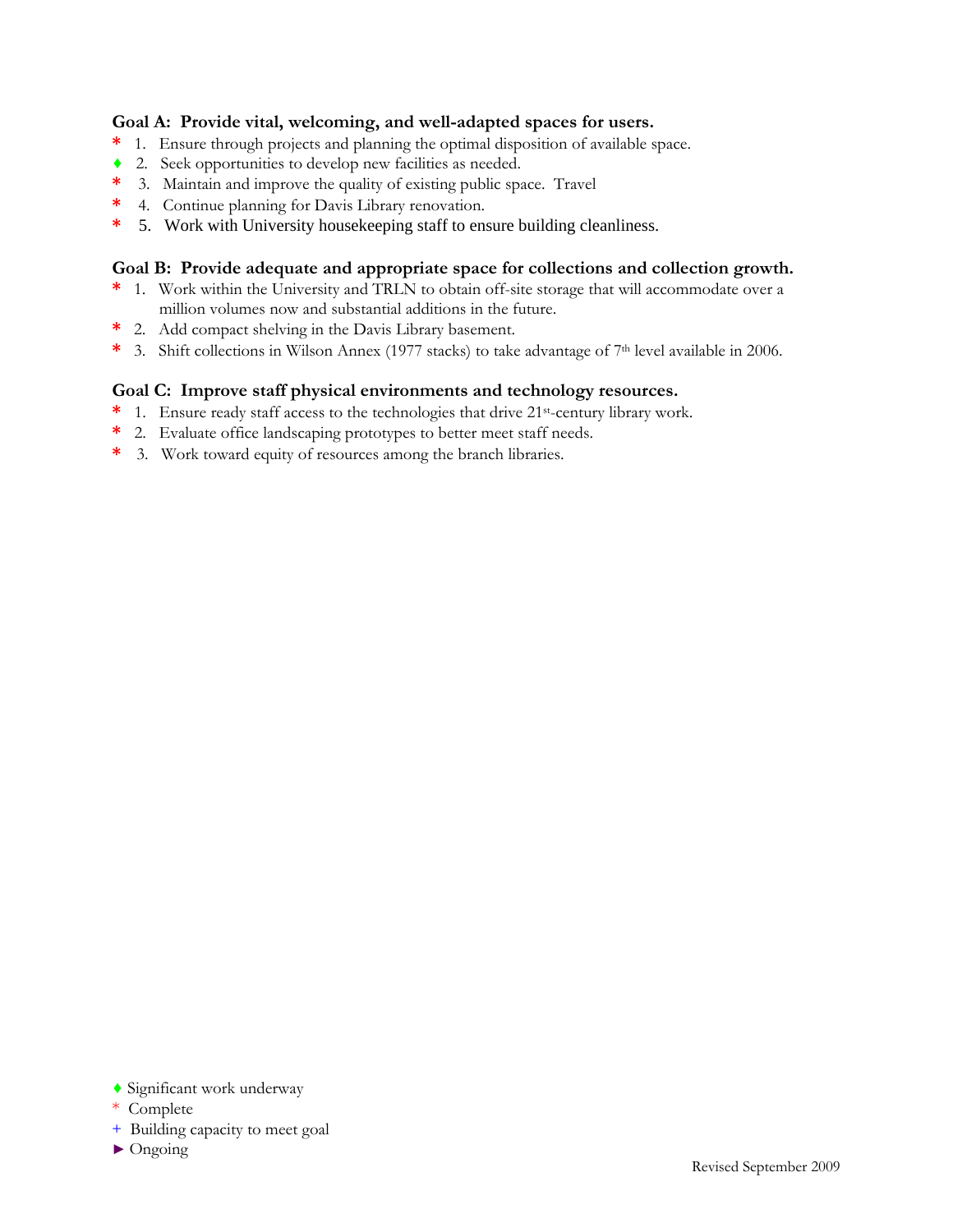**Goal A: Provide vital, welcoming, and well-adapted spaces for users.**

* 1. Ensure through projects and planning the optimal disposition of available space.
♦ 2. Seek opportunities to develop new facilities as needed.
* 3. Maintain and improve the quality of existing public space. Travel
* 4. Continue planning for Davis Library renovation.
* 5. Work with University housekeeping staff to ensure building cleanliness.

**Goal B: Provide adequate and appropriate space for collections and collection growth.**

* 1. Work within the University and TRLN to obtain off-site storage that will accommodate over a million volumes now and substantial additions in the future.
* 2. Add compact shelving in the Davis Library basement.
* 3. Shift collections in Wilson Annex (1977 stacks) to take advantage of 7th level available in 2006.

**Goal C: Improve staff physical environments and technology resources.**

* 1. Ensure ready staff access to the technologies that drive 21st-century library work.
* 2. Evaluate office landscaping prototypes to better meet staff needs.
* 3. Work toward equity of resources among the branch libraries.

♦ Significant work underway
* Complete
+ Building capacity to meet goal
► Ongoing

Revised September 2009